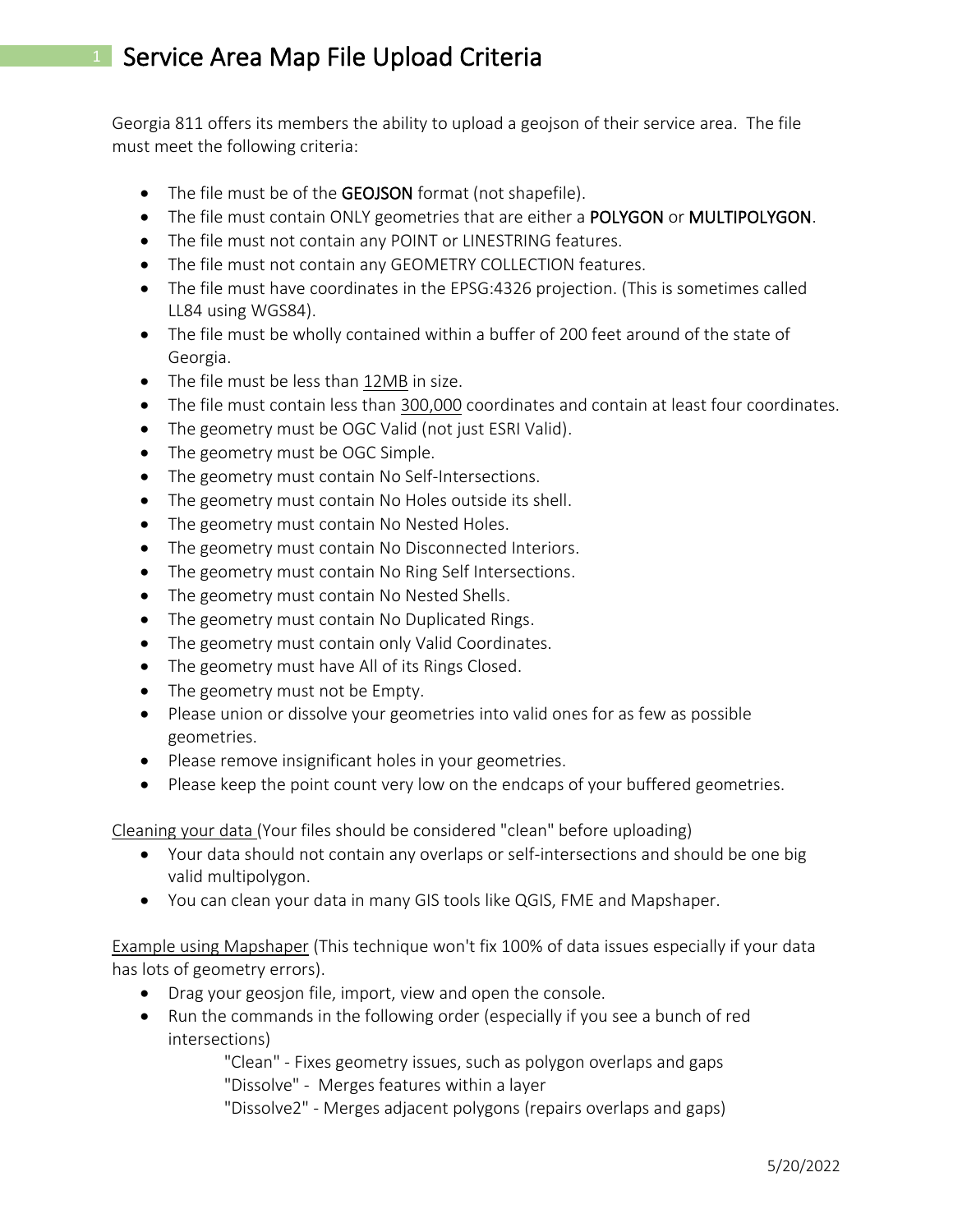# 1 Service Area Map File Upload Criteria

Georgia 811 offers its members the ability to upload a geojson of their service area. The file must meet the following criteria:

- The file must be of the **GEOJSON** format (not shapefile).
- The file must contain ONLY geometries that are either a **POLYGON** or **MULTIPOLYGON**.
- The file must not contain any POINT or LINESTRING features.
- The file must not contain any GEOMETRY COLLECTION features.
- The file must have coordinates in the EPSG:4326 projection. (This is sometimes called LL84 using WGS84).
- The file must be wholly contained within a buffer of 200 feet around of the state of Georgia.
- The file must be less than <u>12MB</u> in size.
- The file must contain less than <u>300,000</u> coordinates and contain at least four coordinates.
- The geometry must be OGC Valid (not just ESRI Valid).
- The geometry must be OGC Simple.
- The geometry must contain No Self-Intersections.
- The geometry must contain No Holes outside its shell.
- The geometry must contain No Nested Holes.
- The geometry must contain No Disconnected Interiors.
- The geometry must contain No Ring Self Intersections.
- The geometry must contain No Nested Shells.
- The geometry must contain No Duplicated Rings.
- The geometry must contain only Valid Coordinates.
- The geometry must have All of its Rings Closed.
- The geometry must not be Empty.
- Please union or dissolve your geometries into valid ones for as few as possible geometries.
- Please remove insignificant holes in your geometries.
- Please keep the point count very low on the endcaps of your buffered geometries.

<u>Cleaning your data</u> (Your files should be considered "clean" before uploading)

- Your data should not contain any overlaps or self-intersections and should be one big valid multipolygon.
- You can clean your data in many GIS tools like QGIS, FME and Mapshaper.

<u>Example using Mapshaper</u> (This technique won't fix 100% of data issues especially if your data has lots of geometry errors).

- Drag your geosjon file, import, view and open the console.
- Run the commands in the following order (especially if you see a bunch of red intersections)

  "Clean" - Fixes geometry issues, such as polygon overlaps and gaps
  "Dissolve" - Merges features within a layer
  "Dissolve2" - Merges adjacent polygons (repairs overlaps and gaps)

5/20/2022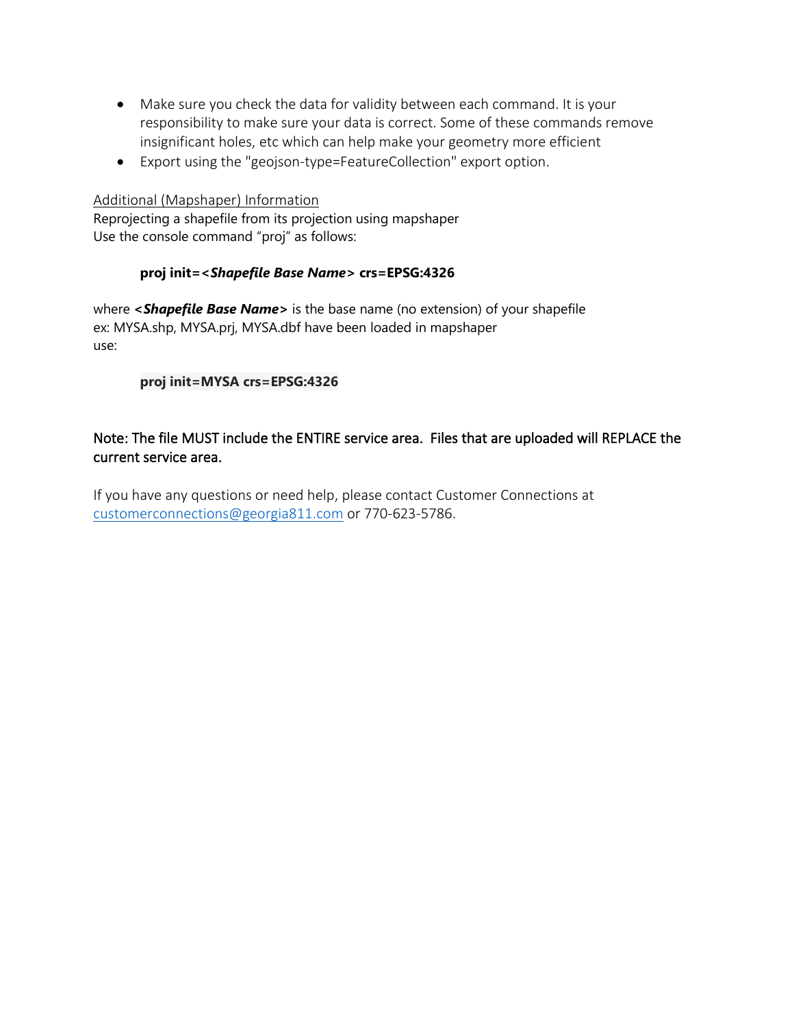- Make sure you check the data for validity between each command. It is your responsibility to make sure your data is correct. Some of these commands remove insignificant holes, etc which can help make your geometry more efficient
- Export using the "geojson-type=FeatureCollection" export option.

<u>Additional (Mapshaper) Information</u>

Reprojecting a shapefile from its projection using mapshaper
Use the console command “proj” as follows:

> **proj init=<*Shapefile Base Name*> crs=EPSG:4326**

where **<*Shapefile Base Name*>** is the base name (no extension) of your shapefile
ex: MYSA.shp, MYSA.prj, MYSA.dbf have been loaded in mapshaper
use:

> **proj init=MYSA crs=EPSG:4326**

Note: The file MUST include the ENTIRE service area. Files that are uploaded will REPLACE the current service area.

If you have any questions or need help, please contact Customer Connections at [customerconnections@georgia811.com](mailto:customerconnections@georgia811.com) or 770-623-5786.